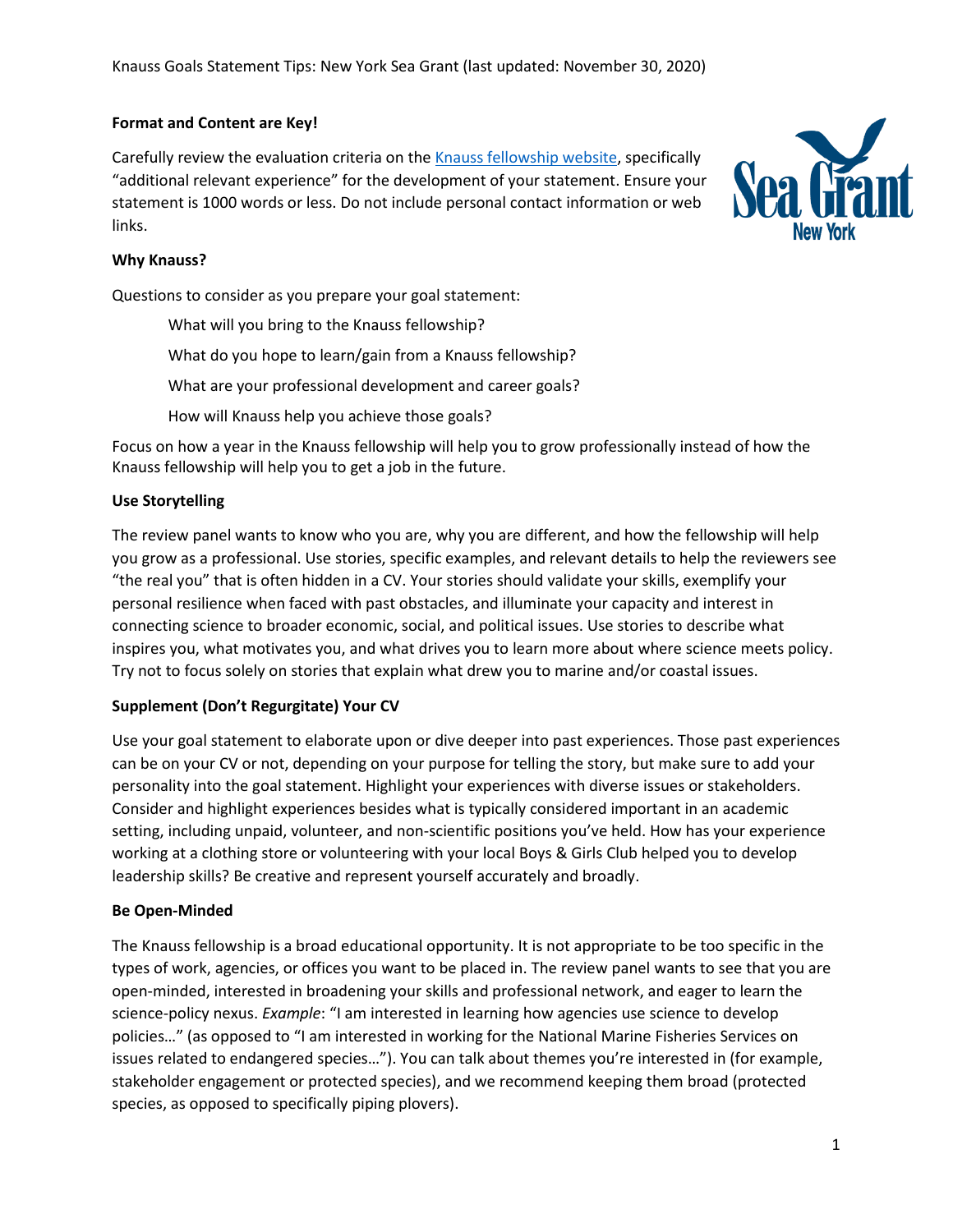Knauss Goals Statement Tips: New York Sea Grant (last updated: November 30, 2020)

**Format and Content are Key!**

Carefully review the evaluation criteria on the Knauss fellowship website, specifically "additional relevant experience" for the development of your statement. Ensure your statement is 1000 words or less. Do not include personal contact information or web links.

**Why Knauss?**

Questions to consider as you prepare your goal statement:

- What will you bring to the Knauss fellowship?
- What do you hope to learn/gain from a Knauss fellowship?
- What are your professional development and career goals?
- How will Knauss help you achieve those goals?

Focus on how a year in the Knauss fellowship will help you to grow professionally instead of how the Knauss fellowship will help you to get a job in the future.

**Use Storytelling**

The review panel wants to know who you are, why you are different, and how the fellowship will help you grow as a professional. Use stories, specific examples, and relevant details to help the reviewers see "the real you" that is often hidden in a CV. Your stories should validate your skills, exemplify your personal resilience when faced with past obstacles, and illuminate your capacity and interest in connecting science to broader economic, social, and political issues. Use stories to describe what inspires you, what motivates you, and what drives you to learn more about where science meets policy. Try not to focus solely on stories that explain what drew you to marine and/or coastal issues.

**Supplement (Don't Regurgitate) Your CV**

Use your goal statement to elaborate upon or dive deeper into past experiences. Those past experiences can be on your CV or not, depending on your purpose for telling the story, but make sure to add your personality into the goal statement. Highlight your experiences with diverse issues or stakeholders. Consider and highlight experiences besides what is typically considered important in an academic setting, including unpaid, volunteer, and non-scientific positions you've held. How has your experience working at a clothing store or volunteering with your local Boys & Girls Club helped you to develop leadership skills? Be creative and represent yourself accurately and broadly.

**Be Open-Minded**

The Knauss fellowship is a broad educational opportunity. It is not appropriate to be too specific in the types of work, agencies, or offices you want to be placed in. The review panel wants to see that you are open-minded, interested in broadening your skills and professional network, and eager to learn the science-policy nexus. *Example*: "I am interested in learning how agencies use science to develop policies…" (as opposed to "I am interested in working for the National Marine Fisheries Services on issues related to endangered species…"). You can talk about themes you're interested in (for example, stakeholder engagement or protected species), and we recommend keeping them broad (protected species, as opposed to specifically piping plovers).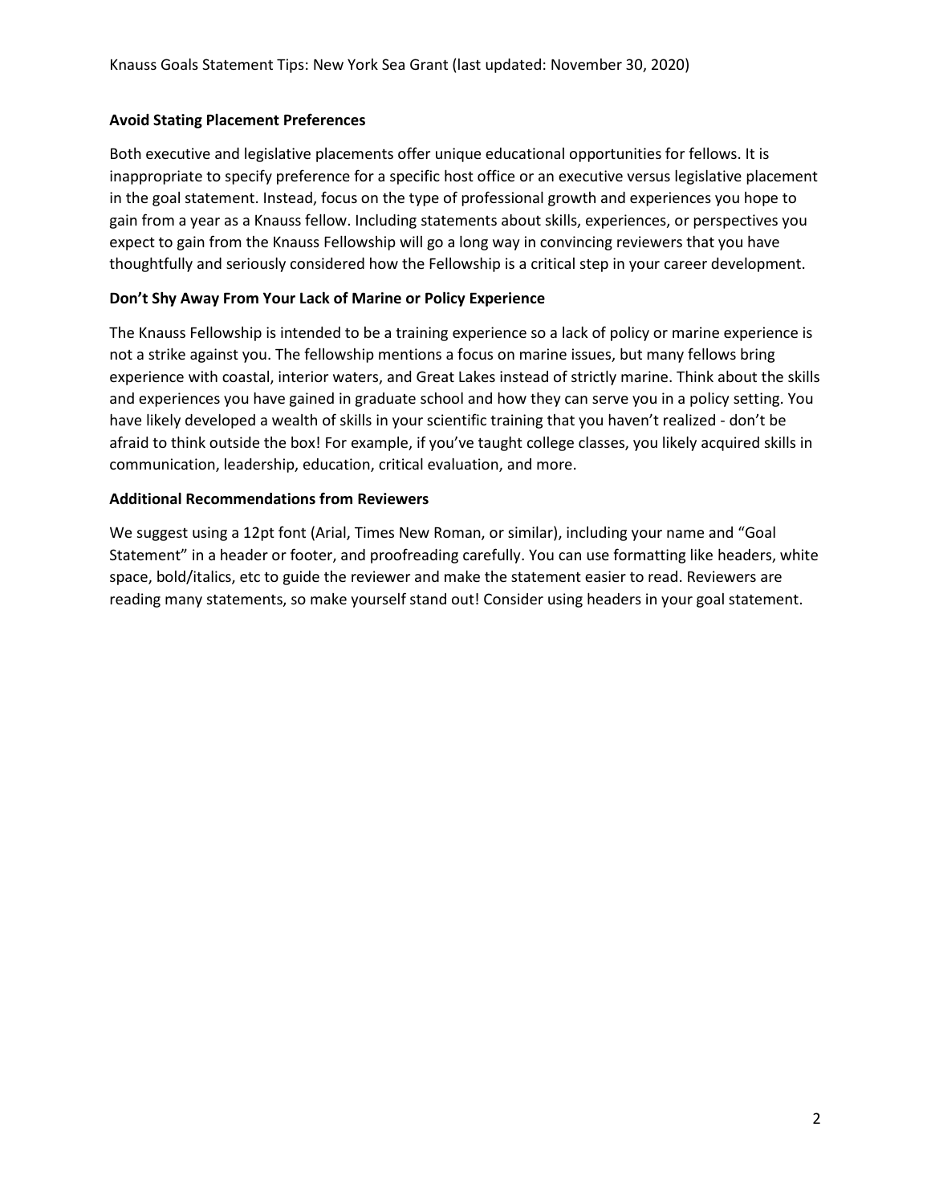**Avoid Stating Placement Preferences**

Both executive and legislative placements offer unique educational opportunities for fellows. It is inappropriate to specify preference for a specific host office or an executive versus legislative placement in the goal statement. Instead, focus on the type of professional growth and experiences you hope to gain from a year as a Knauss fellow. Including statements about skills, experiences, or perspectives you expect to gain from the Knauss Fellowship will go a long way in convincing reviewers that you have thoughtfully and seriously considered how the Fellowship is a critical step in your career development.

**Don't Shy Away From Your Lack of Marine or Policy Experience**

The Knauss Fellowship is intended to be a training experience so a lack of policy or marine experience is not a strike against you. The fellowship mentions a focus on marine issues, but many fellows bring experience with coastal, interior waters, and Great Lakes instead of strictly marine. Think about the skills and experiences you have gained in graduate school and how they can serve you in a policy setting. You have likely developed a wealth of skills in your scientific training that you haven't realized - don't be afraid to think outside the box! For example, if you've taught college classes, you likely acquired skills in communication, leadership, education, critical evaluation, and more.

**Additional Recommendations from Reviewers**

We suggest using a 12pt font (Arial, Times New Roman, or similar), including your name and "Goal Statement" in a header or footer, and proofreading carefully. You can use formatting like headers, white space, bold/italics, etc to guide the reviewer and make the statement easier to read. Reviewers are reading many statements, so make yourself stand out! Consider using headers in your goal statement.